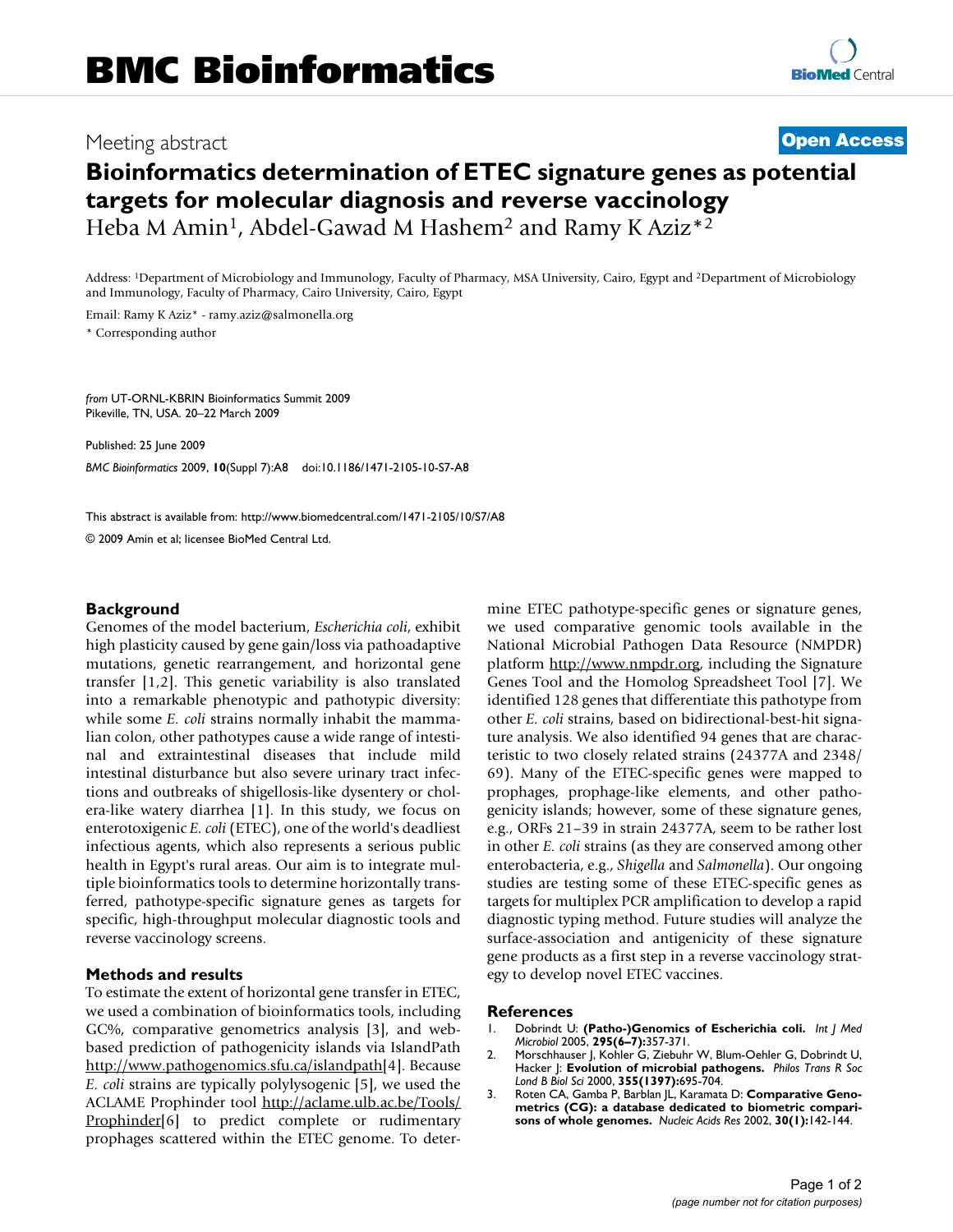Meeting abstract

**Open Access**

# Bioinformatics determination of ETEC signature genes as potential targets for molecular diagnosis and reverse vaccinology

Heba M Amin[1], Abdel-Gawad M Hashem[2] and Ramy K Aziz*[2]

Address: [1]Department of Microbiology and Immunology, Faculty of Pharmacy, MSA University, Cairo, Egypt and [2]Department of Microbiology and Immunology, Faculty of Pharmacy, Cairo University, Cairo, Egypt

Email: Ramy K Aziz* - ramy.aziz@salmonella.org

* Corresponding author

*from* UT-ORNL-KBRIN Bioinformatics Summit 2009
Pikeville, TN, USA. 20–22 March 2009

Published: 25 June 2009

*BMC Bioinformatics* 2009, **10**(Suppl 7):A8 doi:10.1186/1471-2105-10-S7-A8

This abstract is available from: http://www.biomedcentral.com/1471-2105/10/S7/A8

© 2009 Amin et al; licensee BioMed Central Ltd.

## Background

Genomes of the model bacterium, *Escherichia coli*, exhibit high plasticity caused by gene gain/loss via pathoadaptive mutations, genetic rearrangement, and horizontal gene transfer [1,2]. This genetic variability is also translated into a remarkable phenotypic and pathotypic diversity: while some *E. coli* strains normally inhabit the mammalian colon, other pathotypes cause a wide range of intestinal and extraintestinal diseases that include mild intestinal disturbance but also severe urinary tract infections and outbreaks of shigellosis-like dysentery or cholera-like watery diarrhea [1]. In this study, we focus on enterotoxigenic *E. coli* (ETEC), one of the world's deadliest infectious agents, which also represents a serious public health in Egypt's rural areas. Our aim is to integrate multiple bioinformatics tools to determine horizontally transferred, pathotype-specific signature genes as targets for specific, high-throughput molecular diagnostic tools and reverse vaccinology screens.

## Methods and results

To estimate the extent of horizontal gene transfer in ETEC, we used a combination of bioinformatics tools, including GC%, comparative genometrics analysis [3], and web-based prediction of pathogenicity islands via IslandPath http://www.pathogenomics.sfu.ca/islandpath[4]. Because *E. coli* strains are typically polylysogenic [5], we used the ACLAME Prophinder tool http://aclame.ulb.ac.be/Tools/Prophinder[6] to predict complete or rudimentary prophages scattered within the ETEC genome. To determine ETEC pathotype-specific genes or signature genes, we used comparative genomic tools available in the National Microbial Pathogen Data Resource (NMPDR) platform http://www.nmpdr.org, including the Signature Genes Tool and the Homolog Spreadsheet Tool [7]. We identified 128 genes that differentiate this pathotype from other *E. coli* strains, based on bidirectional-best-hit signature analysis. We also identified 94 genes that are characteristic to two closely related strains (24377A and 2348/69). Many of the ETEC-specific genes were mapped to prophages, prophage-like elements, and other pathogenicity islands; however, some of these signature genes, e.g., ORFs 21–39 in strain 24377A, seem to be rather lost in other *E. coli* strains (as they are conserved among other enterobacteria, e.g., *Shigella* and *Salmonella*). Our ongoing studies are testing some of these ETEC-specific genes as targets for multiplex PCR amplification to develop a rapid diagnostic typing method. Future studies will analyze the surface-association and antigenicity of these signature gene products as a first step in a reverse vaccinology strategy to develop novel ETEC vaccines.

## References

1. Dobrindt U: **(Patho-)Genomics of Escherichia coli.** *Int J Med Microbiol* 2005, **295(6–7):**357-371.
2. Morschhauser J, Kohler G, Ziebuhr W, Blum-Oehler G, Dobrindt U, Hacker J: **Evolution of microbial pathogens.** *Philos Trans R Soc Lond B Biol Sci* 2000, **355(1397):**695-704.
3. Roten CA, Gamba P, Barblan JL, Karamata D: **Comparative Genometrics (CG): a database dedicated to biometric comparisons of whole genomes.** *Nucleic Acids Res* 2002, **30(1):**142-144.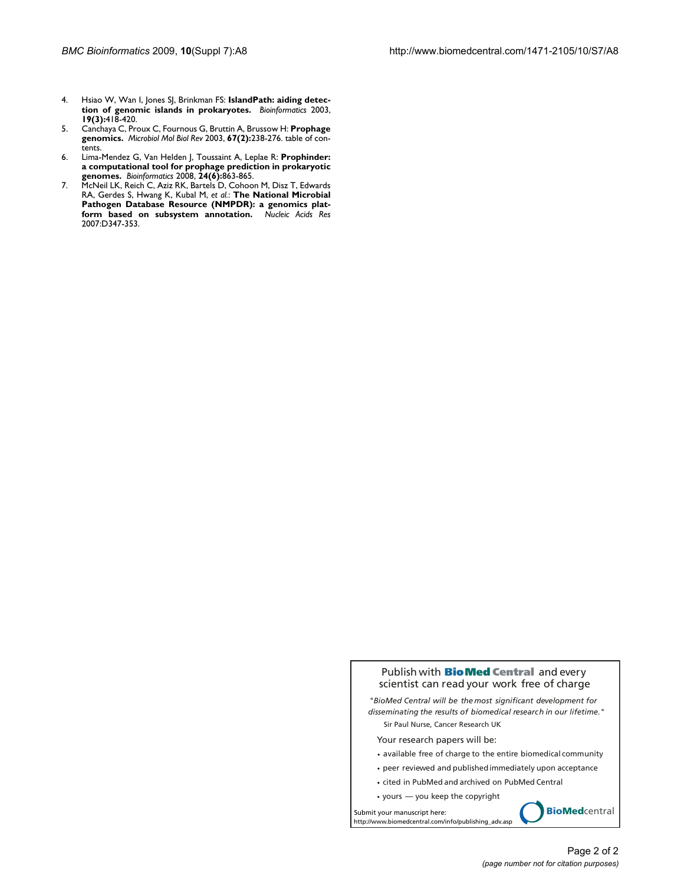4. Hsiao W, Wan I, Jones SJ, Brinkman FS: **IslandPath: aiding detection of genomic islands in prokaryotes.** *Bioinformatics* 2003, **19(3):**418-420.
5. Canchaya C, Proux C, Fournous G, Bruttin A, Brussow H: **Prophage genomics.** *Microbiol Mol Biol Rev* 2003, **67(2):**238-276. table of contents.
6. Lima-Mendez G, Van Helden J, Toussaint A, Leplae R: **Prophinder: a computational tool for prophage prediction in prokaryotic genomes.** *Bioinformatics* 2008, **24(6):**863-865.
7. McNeil LK, Reich C, Aziz RK, Bartels D, Cohoon M, Disz T, Edwards RA, Gerdes S, Hwang K, Kubal M, *et al.*: **The National Microbial Pathogen Database Resource (NMPDR): a genomics platform based on subsystem annotation.** *Nucleic Acids Res* 2007:D347-353.

Publish with **BioMed Central** and every scientist can read your work free of charge

*"BioMed Central will be the most significant development for disseminating the results of biomedical research in our lifetime."*

Sir Paul Nurse, Cancer Research UK

Your research papers will be:

- available free of charge to the entire biomedical community
- peer reviewed and published immediately upon acceptance
- cited in PubMed and archived on PubMed Central
- yours — you keep the copyright

Submit your manuscript here:
http://www.biomedcentral.com/info/publishing_adv.asp

**BioMed**central